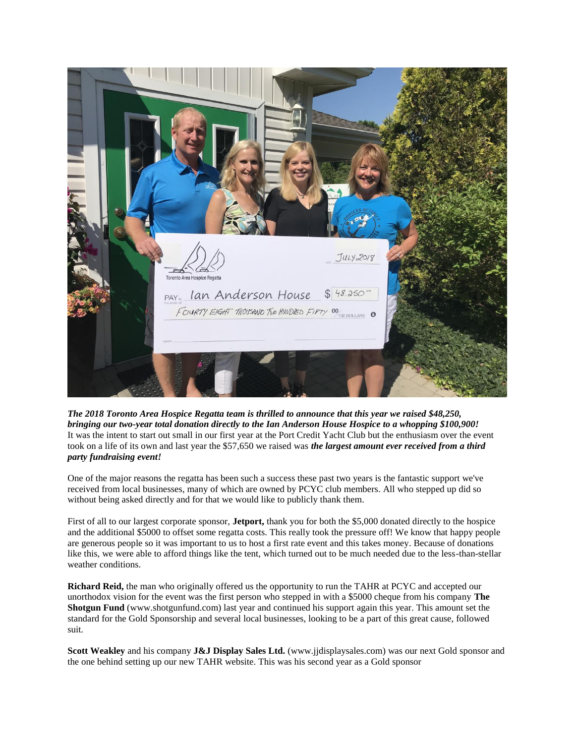***The 2018 Toronto Area Hospice Regatta team is thrilled to announce that this year we raised $48,250, bringing our two-year total donation directly to the Ian Anderson House Hospice to a whopping $100,900!*** It was the intent to start out small in our first year at the Port Credit Yacht Club but the enthusiasm over the event took on a life of its own and last year the $57,650 we raised was ***the largest amount ever received from a third party fundraising event!***

One of the major reasons the regatta has been such a success these past two years is the fantastic support we've received from local businesses, many of which are owned by PCYC club members. All who stepped up did so without being asked directly and for that we would like to publicly thank them.

First of all to our largest corporate sponsor, **Jetport,** thank you for both the $5,000 donated directly to the hospice and the additional $5000 to offset some regatta costs. This really took the pressure off! We know that happy people are generous people so it was important to us to host a first rate event and this takes money. Because of donations like this, we were able to afford things like the tent, which turned out to be much needed due to the less-than-stellar weather conditions.

**Richard Reid,** the man who originally offered us the opportunity to run the TAHR at PCYC and accepted our unorthodox vision for the event was the first person who stepped in with a $5000 cheque from his company **The Shotgun Fund** (www.shotgunfund.com) last year and continued his support again this year. This amount set the standard for the Gold Sponsorship and several local businesses, looking to be a part of this great cause, followed suit.

**Scott Weakley** and his company **J&J Display Sales Ltd.** (www.jjdisplaysales.com) was our next Gold sponsor and the one behind setting up our new TAHR website. This was his second year as a Gold sponsor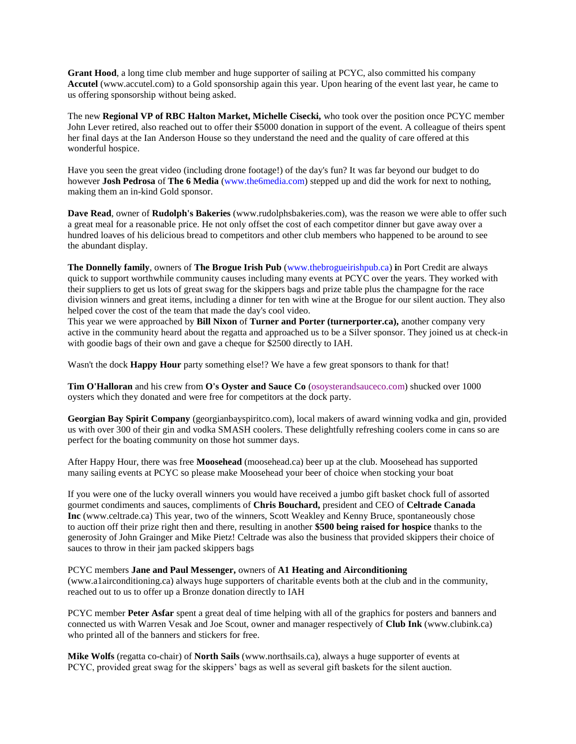**Grant Hood**, a long time club member and huge supporter of sailing at PCYC, also committed his company **Accutel** (www.accutel.com) to a Gold sponsorship again this year. Upon hearing of the event last year, he came to us offering sponsorship without being asked.

The new **Regional VP of RBC Halton Market, Michelle Cisecki,** who took over the position once PCYC member John Lever retired, also reached out to offer their $5000 donation in support of the event. A colleague of theirs spent her final days at the Ian Anderson House so they understand the need and the quality of care offered at this wonderful hospice.

Have you seen the great video (including drone footage!) of the day's fun? It was far beyond our budget to do however **Josh Pedrosa** of **The 6 Media** (www.the6media.com) stepped up and did the work for next to nothing, making them an in-kind Gold sponsor.

**Dave Read**, owner of **Rudolph's Bakeries** (www.rudolphsbakeries.com), was the reason we were able to offer such a great meal for a reasonable price. He not only offset the cost of each competitor dinner but gave away over a hundred loaves of his delicious bread to competitors and other club members who happened to be around to see the abundant display.

**The Donnelly family**, owners of **The Brogue Irish Pub** (www.thebrogueirishpub.ca) **i**n Port Credit are always quick to support worthwhile community causes including many events at PCYC over the years. They worked with their suppliers to get us lots of great swag for the skippers bags and prize table plus the champagne for the race division winners and great items, including a dinner for ten with wine at the Brogue for our silent auction. They also helped cover the cost of the team that made the day's cool video.
This year we were approached by **Bill Nixon** of **Turner and Porter (turnerporter.ca),** another company very active in the community heard about the regatta and approached us to be a Silver sponsor. They joined us at check-in with goodie bags of their own and gave a cheque for $2500 directly to IAH.

Wasn't the dock **Happy Hour** party something else!? We have a few great sponsors to thank for that!

**Tim O'Halloran** and his crew from **O's Oyster and Sauce Co** (osoysterandsauceco.com) shucked over 1000 oysters which they donated and were free for competitors at the dock party.

**Georgian Bay Spirit Company** (georgianbayspiritco.com), local makers of award winning vodka and gin, provided us with over 300 of their gin and vodka SMASH coolers. These delightfully refreshing coolers come in cans so are perfect for the boating community on those hot summer days.

After Happy Hour, there was free **Moosehead** (moosehead.ca) beer up at the club. Moosehead has supported many sailing events at PCYC so please make Moosehead your beer of choice when stocking your boat

If you were one of the lucky overall winners you would have received a jumbo gift basket chock full of assorted gourmet condiments and sauces, compliments of **Chris Bouchard,** president and CEO of **Celtrade Canada Inc** (www.celtrade.ca) This year, two of the winners, Scott Weakley and Kenny Bruce, spontaneously chose to auction off their prize right then and there, resulting in another **$500 being raised for hospice** thanks to the generosity of John Grainger and Mike Pietz! Celtrade was also the business that provided skippers their choice of sauces to throw in their jam packed skippers bags

PCYC members **Jane and Paul Messenger,** owners of **A1 Heating and Airconditioning** (www.a1airconditioning.ca) always huge supporters of charitable events both at the club and in the community, reached out to us to offer up a Bronze donation directly to IAH

PCYC member **Peter Asfar** spent a great deal of time helping with all of the graphics for posters and banners and connected us with Warren Vesak and Joe Scout, owner and manager respectively of **Club Ink** (www.clubink.ca) who printed all of the banners and stickers for free.

**Mike Wolfs** (regatta co-chair) of **North Sails** (www.northsails.ca), always a huge supporter of events at PCYC, provided great swag for the skippers' bags as well as several gift baskets for the silent auction.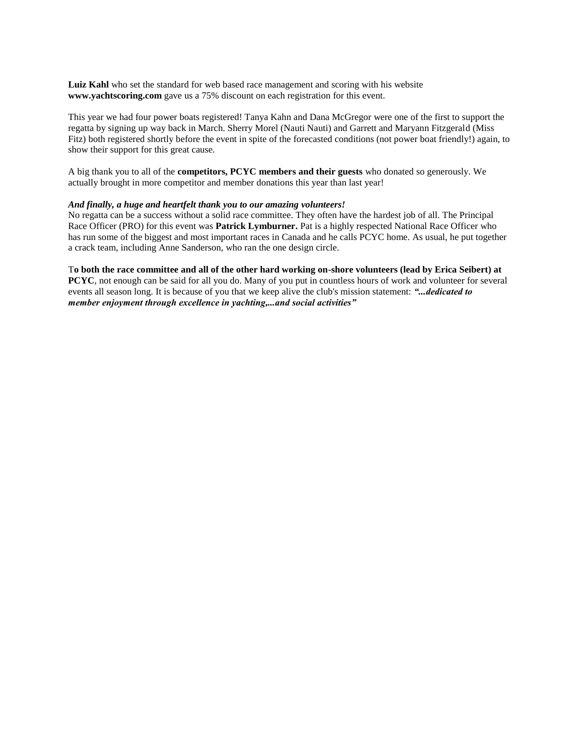**Luiz Kahl** who set the standard for web based race management and scoring with his website **www.yachtscoring.com** gave us a 75% discount on each registration for this event.

This year we had four power boats registered! Tanya Kahn and Dana McGregor were one of the first to support the regatta by signing up way back in March. Sherry Morel (Nauti Nauti) and Garrett and Maryann Fitzgerald (Miss Fitz) both registered shortly before the event in spite of the forecasted conditions (not power boat friendly!) again, to show their support for this great cause.

A big thank you to all of the **competitors, PCYC members and their guests** who donated so generously. We actually brought in more competitor and member donations this year than last year!

***And finally, a huge and heartfelt thank you to our amazing volunteers!***
No regatta can be a success without a solid race committee. They often have the hardest job of all. The Principal Race Officer (PRO) for this event was **Patrick Lymburner.** Pat is a highly respected National Race Officer who has run some of the biggest and most important races in Canada and he calls PCYC home. As usual, he put together a crack team, including Anne Sanderson, who ran the one design circle.

T**o both the race committee and all of the other hard working on-shore volunteers (lead by Erica Seibert) at PCYC**, not enough can be said for all you do. Many of you put in countless hours of work and volunteer for several events all season long. It is because of you that we keep alive the club's mission statement: ***"...dedicated to member enjoyment through excellence in yachting,...and social activities"***